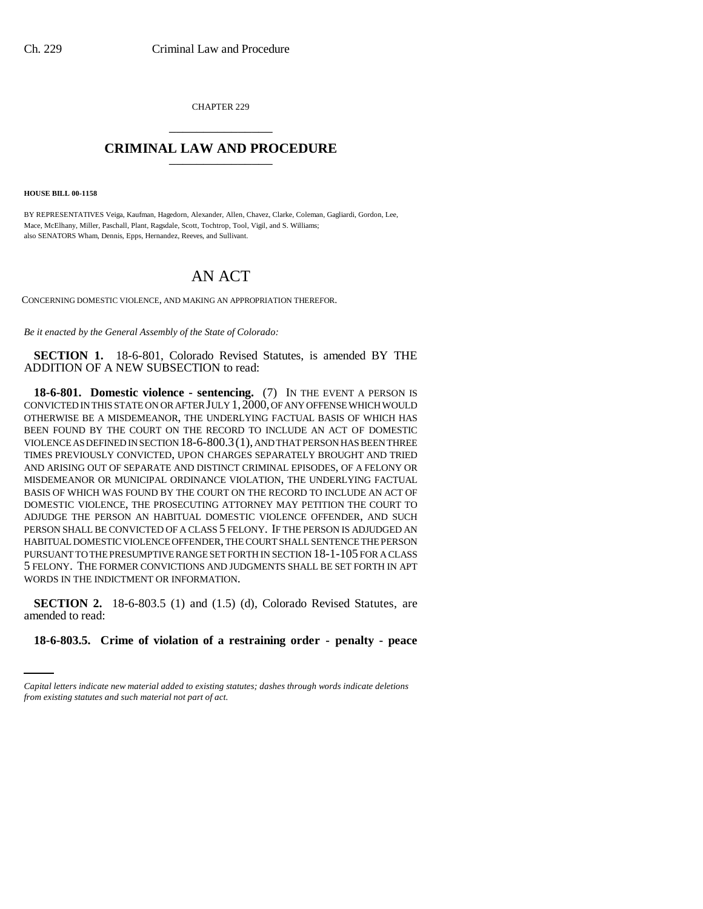CHAPTER 229

## CRIMINAL LAW AND PROCEDURE

**HOUSE BILL 00-1158**

BY REPRESENTATIVES Veiga, Kaufman, Hagedorn, Alexander, Allen, Chavez, Clarke, Coleman, Gagliardi, Gordon, Lee, Mace, McElhany, Miller, Paschall, Plant, Ragsdale, Scott, Tochtrop, Tool, Vigil, and S. Williams;
also SENATORS Wham, Dennis, Epps, Hernandez, Reeves, and Sullivant.

# AN ACT

CONCERNING DOMESTIC VIOLENCE, AND MAKING AN APPROPRIATION THEREFOR.

*Be it enacted by the General Assembly of the State of Colorado:*

**SECTION 1.** 18-6-801, Colorado Revised Statutes, is amended BY THE ADDITION OF A NEW SUBSECTION to read:

**18-6-801. Domestic violence - sentencing.** (7) IN THE EVENT A PERSON IS CONVICTED IN THIS STATE ON OR AFTER JULY 1, 2000, OF ANY OFFENSE WHICH WOULD OTHERWISE BE A MISDEMEANOR, THE UNDERLYING FACTUAL BASIS OF WHICH HAS BEEN FOUND BY THE COURT ON THE RECORD TO INCLUDE AN ACT OF DOMESTIC VIOLENCE AS DEFINED IN SECTION 18-6-800.3 (1), AND THAT PERSON HAS BEEN THREE TIMES PREVIOUSLY CONVICTED, UPON CHARGES SEPARATELY BROUGHT AND TRIED AND ARISING OUT OF SEPARATE AND DISTINCT CRIMINAL EPISODES, OF A FELONY OR MISDEMEANOR OR MUNICIPAL ORDINANCE VIOLATION, THE UNDERLYING FACTUAL BASIS OF WHICH WAS FOUND BY THE COURT ON THE RECORD TO INCLUDE AN ACT OF DOMESTIC VIOLENCE, THE PROSECUTING ATTORNEY MAY PETITION THE COURT TO ADJUDGE THE PERSON AN HABITUAL DOMESTIC VIOLENCE OFFENDER, AND SUCH PERSON SHALL BE CONVICTED OF A CLASS 5 FELONY. IF THE PERSON IS ADJUDGED AN HABITUAL DOMESTIC VIOLENCE OFFENDER, THE COURT SHALL SENTENCE THE PERSON PURSUANT TO THE PRESUMPTIVE RANGE SET FORTH IN SECTION 18-1-105 FOR A CLASS 5 FELONY. THE FORMER CONVICTIONS AND JUDGMENTS SHALL BE SET FORTH IN APT WORDS IN THE INDICTMENT OR INFORMATION.

**SECTION 2.** 18-6-803.5 (1) and (1.5) (d), Colorado Revised Statutes, are amended to read:

**18-6-803.5. Crime of violation of a restraining order - penalty - peace**

*Capital letters indicate new material added to existing statutes; dashes through words indicate deletions from existing statutes and such material not part of act.*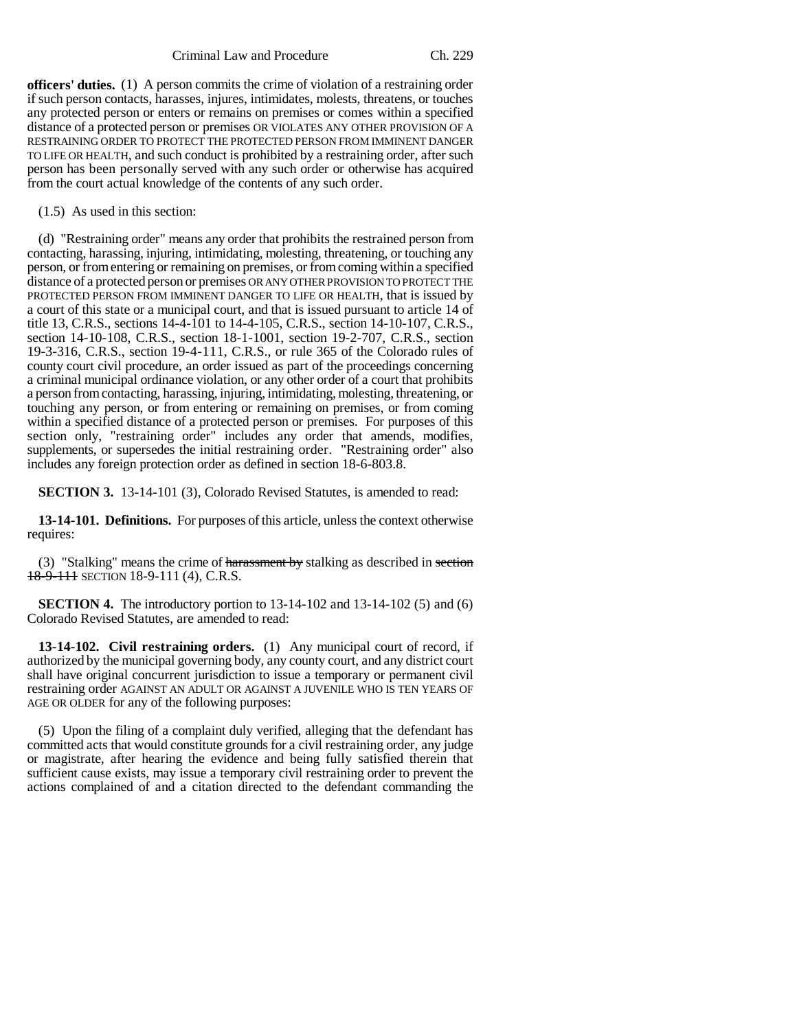**officers' duties.** (1) A person commits the crime of violation of a restraining order if such person contacts, harasses, injures, intimidates, molests, threatens, or touches any protected person or enters or remains on premises or comes within a specified distance of a protected person or premises OR VIOLATES ANY OTHER PROVISION OF A RESTRAINING ORDER TO PROTECT THE PROTECTED PERSON FROM IMMINENT DANGER TO LIFE OR HEALTH, and such conduct is prohibited by a restraining order, after such person has been personally served with any such order or otherwise has acquired from the court actual knowledge of the contents of any such order.

(1.5) As used in this section:

(d) "Restraining order" means any order that prohibits the restrained person from contacting, harassing, injuring, intimidating, molesting, threatening, or touching any person, or from entering or remaining on premises, or from coming within a specified distance of a protected person or premises OR ANY OTHER PROVISION TO PROTECT THE PROTECTED PERSON FROM IMMINENT DANGER TO LIFE OR HEALTH, that is issued by a court of this state or a municipal court, and that is issued pursuant to article 14 of title 13, C.R.S., sections 14-4-101 to 14-4-105, C.R.S., section 14-10-107, C.R.S., section 14-10-108, C.R.S., section 18-1-1001, section 19-2-707, C.R.S., section 19-3-316, C.R.S., section 19-4-111, C.R.S., or rule 365 of the Colorado rules of county court civil procedure, an order issued as part of the proceedings concerning a criminal municipal ordinance violation, or any other order of a court that prohibits a person from contacting, harassing, injuring, intimidating, molesting, threatening, or touching any person, or from entering or remaining on premises, or from coming within a specified distance of a protected person or premises. For purposes of this section only, "restraining order" includes any order that amends, modifies, supplements, or supersedes the initial restraining order. "Restraining order" also includes any foreign protection order as defined in section 18-6-803.8.

**SECTION 3.** 13-14-101 (3), Colorado Revised Statutes, is amended to read:

**13-14-101. Definitions.** For purposes of this article, unless the context otherwise requires:

(3) "Stalking" means the crime of ~~harassment by~~ stalking as described in ~~section 18-9-111~~ SECTION 18-9-111 (4), C.R.S.

**SECTION 4.** The introductory portion to 13-14-102 and 13-14-102 (5) and (6) Colorado Revised Statutes, are amended to read:

**13-14-102. Civil restraining orders.** (1) Any municipal court of record, if authorized by the municipal governing body, any county court, and any district court shall have original concurrent jurisdiction to issue a temporary or permanent civil restraining order AGAINST AN ADULT OR AGAINST A JUVENILE WHO IS TEN YEARS OF AGE OR OLDER for any of the following purposes:

(5) Upon the filing of a complaint duly verified, alleging that the defendant has committed acts that would constitute grounds for a civil restraining order, any judge or magistrate, after hearing the evidence and being fully satisfied therein that sufficient cause exists, may issue a temporary civil restraining order to prevent the actions complained of and a citation directed to the defendant commanding the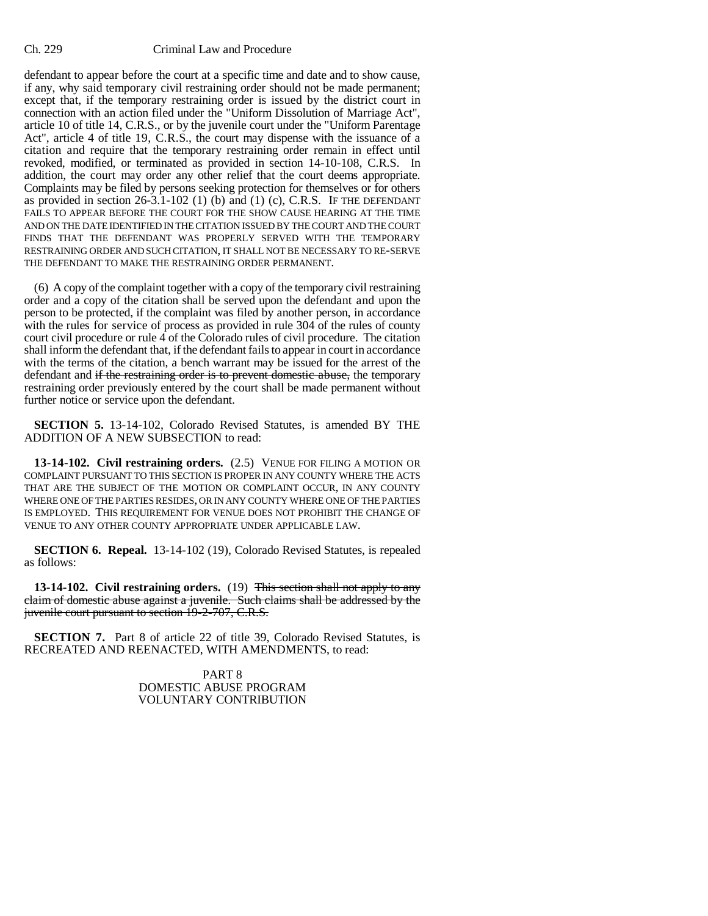defendant to appear before the court at a specific time and date and to show cause, if any, why said temporary civil restraining order should not be made permanent; except that, if the temporary restraining order is issued by the district court in connection with an action filed under the "Uniform Dissolution of Marriage Act", article 10 of title 14, C.R.S., or by the juvenile court under the "Uniform Parentage Act", article 4 of title 19, C.R.S., the court may dispense with the issuance of a citation and require that the temporary restraining order remain in effect until revoked, modified, or terminated as provided in section 14-10-108, C.R.S. In addition, the court may order any other relief that the court deems appropriate. Complaints may be filed by persons seeking protection for themselves or for others as provided in section 26-3.1-102 (1) (b) and (1) (c), C.R.S. IF THE DEFENDANT FAILS TO APPEAR BEFORE THE COURT FOR THE SHOW CAUSE HEARING AT THE TIME AND ON THE DATE IDENTIFIED IN THE CITATION ISSUED BY THE COURT AND THE COURT FINDS THAT THE DEFENDANT WAS PROPERLY SERVED WITH THE TEMPORARY RESTRAINING ORDER AND SUCH CITATION, IT SHALL NOT BE NECESSARY TO RE-SERVE THE DEFENDANT TO MAKE THE RESTRAINING ORDER PERMANENT.

(6) A copy of the complaint together with a copy of the temporary civil restraining order and a copy of the citation shall be served upon the defendant and upon the person to be protected, if the complaint was filed by another person, in accordance with the rules for service of process as provided in rule 304 of the rules of county court civil procedure or rule 4 of the Colorado rules of civil procedure. The citation shall inform the defendant that, if the defendant fails to appear in court in accordance with the terms of the citation, a bench warrant may be issued for the arrest of the defendant and ~~if the restraining order is to prevent domestic abuse,~~ the temporary restraining order previously entered by the court shall be made permanent without further notice or service upon the defendant.

**SECTION 5.** 13-14-102, Colorado Revised Statutes, is amended BY THE ADDITION OF A NEW SUBSECTION to read:

**13-14-102. Civil restraining orders.** (2.5) VENUE FOR FILING A MOTION OR COMPLAINT PURSUANT TO THIS SECTION IS PROPER IN ANY COUNTY WHERE THE ACTS THAT ARE THE SUBJECT OF THE MOTION OR COMPLAINT OCCUR, IN ANY COUNTY WHERE ONE OF THE PARTIES RESIDES, OR IN ANY COUNTY WHERE ONE OF THE PARTIES IS EMPLOYED. THIS REQUIREMENT FOR VENUE DOES NOT PROHIBIT THE CHANGE OF VENUE TO ANY OTHER COUNTY APPROPRIATE UNDER APPLICABLE LAW.

**SECTION 6. Repeal.** 13-14-102 (19), Colorado Revised Statutes, is repealed as follows:

**13-14-102. Civil restraining orders.** (19) ~~This section shall not apply to any claim of domestic abuse against a juvenile. Such claims shall be addressed by the juvenile court pursuant to section 19-2-707, C.R.S.~~

**SECTION 7.** Part 8 of article 22 of title 39, Colorado Revised Statutes, is RECREATED AND REENACTED, WITH AMENDMENTS, to read:

PART 8
DOMESTIC ABUSE PROGRAM
VOLUNTARY CONTRIBUTION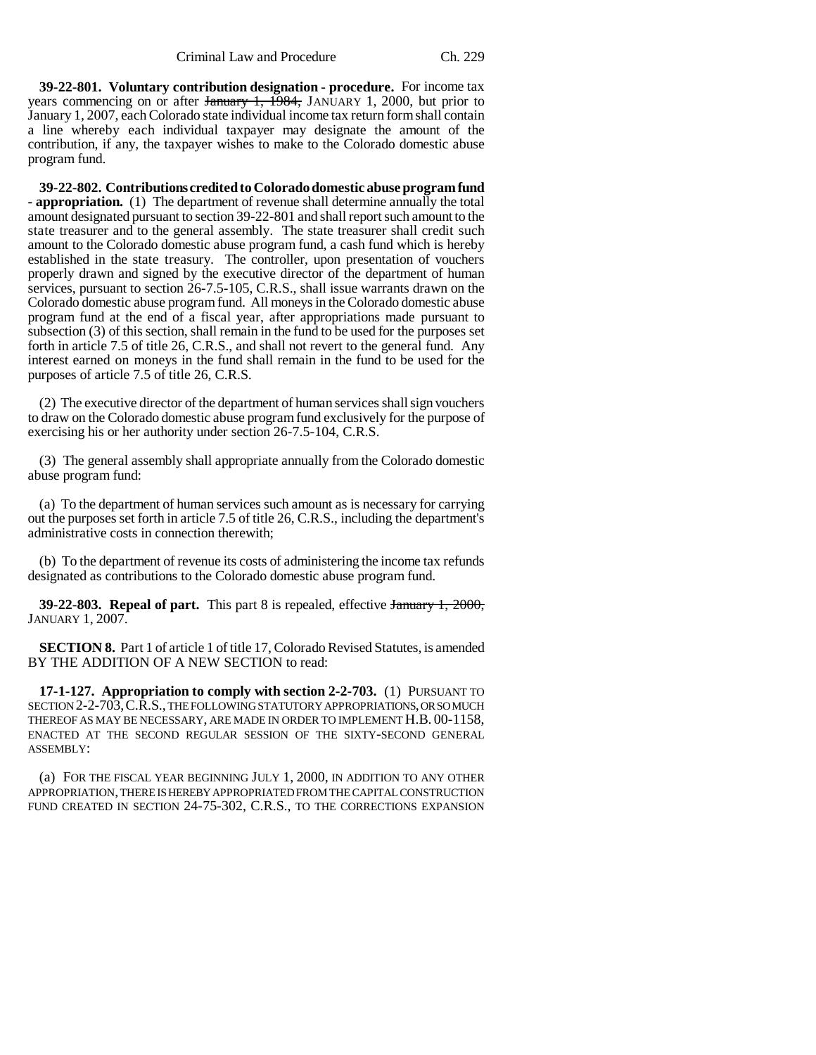**39-22-801. Voluntary contribution designation - procedure.** For income tax years commencing on or after ~~January 1, 1984,~~ JANUARY 1, 2000, but prior to January 1, 2007, each Colorado state individual income tax return form shall contain a line whereby each individual taxpayer may designate the amount of the contribution, if any, the taxpayer wishes to make to the Colorado domestic abuse program fund.

**39-22-802. Contributions credited to Colorado domestic abuse program fund - appropriation.** (1) The department of revenue shall determine annually the total amount designated pursuant to section 39-22-801 and shall report such amount to the state treasurer and to the general assembly. The state treasurer shall credit such amount to the Colorado domestic abuse program fund, a cash fund which is hereby established in the state treasury. The controller, upon presentation of vouchers properly drawn and signed by the executive director of the department of human services, pursuant to section 26-7.5-105, C.R.S., shall issue warrants drawn on the Colorado domestic abuse program fund. All moneys in the Colorado domestic abuse program fund at the end of a fiscal year, after appropriations made pursuant to subsection (3) of this section, shall remain in the fund to be used for the purposes set forth in article 7.5 of title 26, C.R.S., and shall not revert to the general fund. Any interest earned on moneys in the fund shall remain in the fund to be used for the purposes of article 7.5 of title 26, C.R.S.

(2) The executive director of the department of human services shall sign vouchers to draw on the Colorado domestic abuse program fund exclusively for the purpose of exercising his or her authority under section 26-7.5-104, C.R.S.

(3) The general assembly shall appropriate annually from the Colorado domestic abuse program fund:

(a) To the department of human services such amount as is necessary for carrying out the purposes set forth in article 7.5 of title 26, C.R.S., including the department's administrative costs in connection therewith;

(b) To the department of revenue its costs of administering the income tax refunds designated as contributions to the Colorado domestic abuse program fund.

**39-22-803. Repeal of part.** This part 8 is repealed, effective ~~January 1, 2000,~~ JANUARY 1, 2007.

**SECTION 8.** Part 1 of article 1 of title 17, Colorado Revised Statutes, is amended BY THE ADDITION OF A NEW SECTION to read:

**17-1-127. Appropriation to comply with section 2-2-703.** (1) PURSUANT TO SECTION 2-2-703, C.R.S., THE FOLLOWING STATUTORY APPROPRIATIONS, OR SO MUCH THEREOF AS MAY BE NECESSARY, ARE MADE IN ORDER TO IMPLEMENT H.B. 00-1158, ENACTED AT THE SECOND REGULAR SESSION OF THE SIXTY-SECOND GENERAL ASSEMBLY:

(a) FOR THE FISCAL YEAR BEGINNING JULY 1, 2000, IN ADDITION TO ANY OTHER APPROPRIATION, THERE IS HEREBY APPROPRIATED FROM THE CAPITAL CONSTRUCTION FUND CREATED IN SECTION 24-75-302, C.R.S., TO THE CORRECTIONS EXPANSION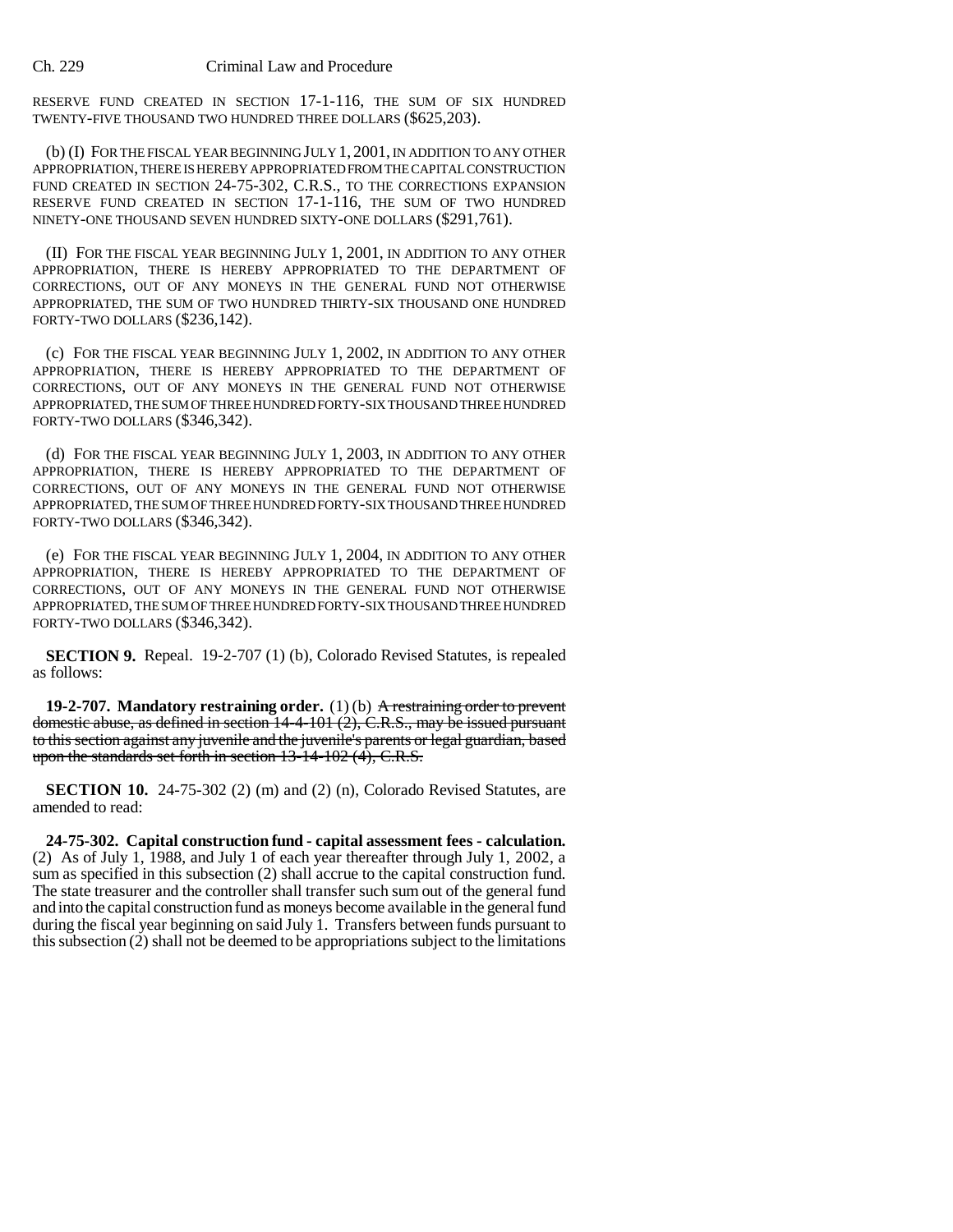RESERVE FUND CREATED IN SECTION 17-1-116, THE SUM OF SIX HUNDRED TWENTY-FIVE THOUSAND TWO HUNDRED THREE DOLLARS ($625,203).

(b) (I) FOR THE FISCAL YEAR BEGINNING JULY 1, 2001, IN ADDITION TO ANY OTHER APPROPRIATION, THERE IS HEREBY APPROPRIATED FROM THE CAPITAL CONSTRUCTION FUND CREATED IN SECTION 24-75-302, C.R.S., TO THE CORRECTIONS EXPANSION RESERVE FUND CREATED IN SECTION 17-1-116, THE SUM OF TWO HUNDRED NINETY-ONE THOUSAND SEVEN HUNDRED SIXTY-ONE DOLLARS ($291,761).

(II) FOR THE FISCAL YEAR BEGINNING JULY 1, 2001, IN ADDITION TO ANY OTHER APPROPRIATION, THERE IS HEREBY APPROPRIATED TO THE DEPARTMENT OF CORRECTIONS, OUT OF ANY MONEYS IN THE GENERAL FUND NOT OTHERWISE APPROPRIATED, THE SUM OF TWO HUNDRED THIRTY-SIX THOUSAND ONE HUNDRED FORTY-TWO DOLLARS ($236,142).

(c) FOR THE FISCAL YEAR BEGINNING JULY 1, 2002, IN ADDITION TO ANY OTHER APPROPRIATION, THERE IS HEREBY APPROPRIATED TO THE DEPARTMENT OF CORRECTIONS, OUT OF ANY MONEYS IN THE GENERAL FUND NOT OTHERWISE APPROPRIATED, THE SUM OF THREE HUNDRED FORTY-SIX THOUSAND THREE HUNDRED FORTY-TWO DOLLARS ($346,342).

(d) FOR THE FISCAL YEAR BEGINNING JULY 1, 2003, IN ADDITION TO ANY OTHER APPROPRIATION, THERE IS HEREBY APPROPRIATED TO THE DEPARTMENT OF CORRECTIONS, OUT OF ANY MONEYS IN THE GENERAL FUND NOT OTHERWISE APPROPRIATED, THE SUM OF THREE HUNDRED FORTY-SIX THOUSAND THREE HUNDRED FORTY-TWO DOLLARS ($346,342).

(e) FOR THE FISCAL YEAR BEGINNING JULY 1, 2004, IN ADDITION TO ANY OTHER APPROPRIATION, THERE IS HEREBY APPROPRIATED TO THE DEPARTMENT OF CORRECTIONS, OUT OF ANY MONEYS IN THE GENERAL FUND NOT OTHERWISE APPROPRIATED, THE SUM OF THREE HUNDRED FORTY-SIX THOUSAND THREE HUNDRED FORTY-TWO DOLLARS ($346,342).

**SECTION 9.** Repeal. 19-2-707 (1) (b), Colorado Revised Statutes, is repealed as follows:

**19-2-707. Mandatory restraining order.** (1) (b) ~~A restraining order to prevent domestic abuse, as defined in section 14-4-101 (2), C.R.S., may be issued pursuant to this section against any juvenile and the juvenile's parents or legal guardian, based upon the standards set forth in section 13-14-102 (4), C.R.S.~~

**SECTION 10.** 24-75-302 (2) (m) and (2) (n), Colorado Revised Statutes, are amended to read:

**24-75-302. Capital construction fund - capital assessment fees - calculation.** (2) As of July 1, 1988, and July 1 of each year thereafter through July 1, 2002, a sum as specified in this subsection (2) shall accrue to the capital construction fund. The state treasurer and the controller shall transfer such sum out of the general fund and into the capital construction fund as moneys become available in the general fund during the fiscal year beginning on said July 1. Transfers between funds pursuant to this subsection (2) shall not be deemed to be appropriations subject to the limitations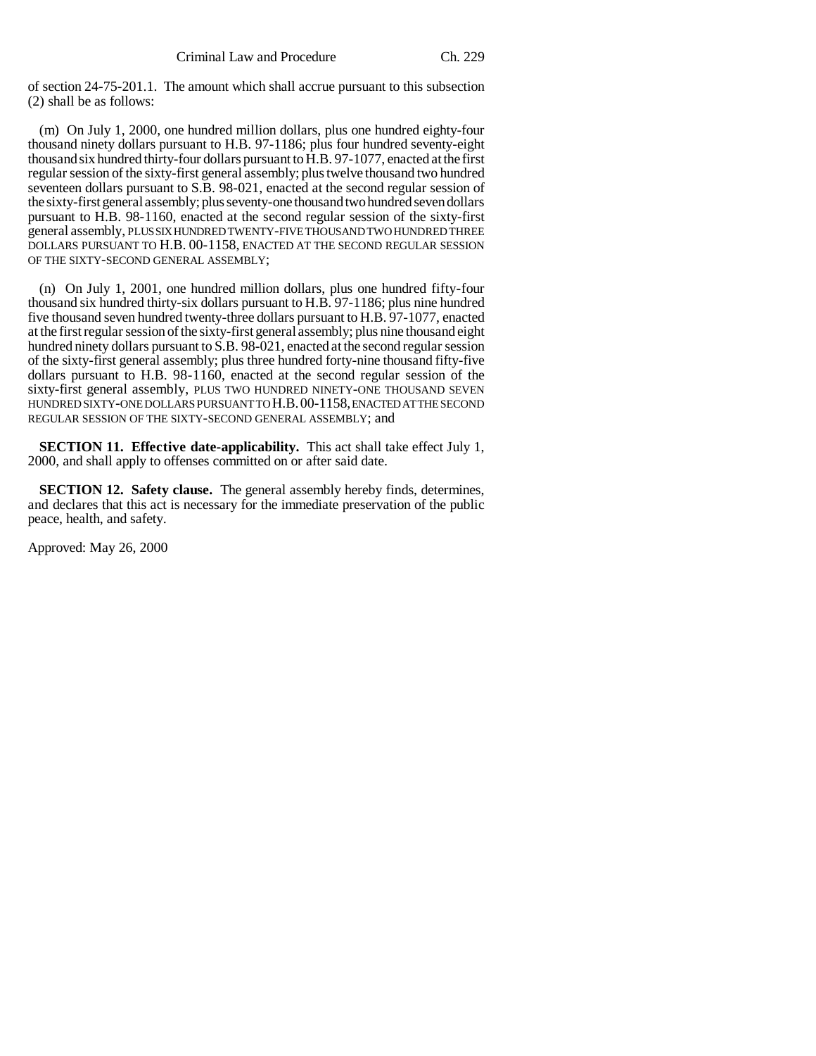of section 24-75-201.1. The amount which shall accrue pursuant to this subsection (2) shall be as follows:

(m) On July 1, 2000, one hundred million dollars, plus one hundred eighty-four thousand ninety dollars pursuant to H.B. 97-1186; plus four hundred seventy-eight thousand six hundred thirty-four dollars pursuant to H.B. 97-1077, enacted at the first regular session of the sixty-first general assembly; plus twelve thousand two hundred seventeen dollars pursuant to S.B. 98-021, enacted at the second regular session of the sixty-first general assembly; plus seventy-one thousand two hundred seven dollars pursuant to H.B. 98-1160, enacted at the second regular session of the sixty-first general assembly, PLUS SIX HUNDRED TWENTY-FIVE THOUSAND TWO HUNDRED THREE DOLLARS PURSUANT TO H.B. 00-1158, ENACTED AT THE SECOND REGULAR SESSION OF THE SIXTY-SECOND GENERAL ASSEMBLY;

(n) On July 1, 2001, one hundred million dollars, plus one hundred fifty-four thousand six hundred thirty-six dollars pursuant to H.B. 97-1186; plus nine hundred five thousand seven hundred twenty-three dollars pursuant to H.B. 97-1077, enacted at the first regular session of the sixty-first general assembly; plus nine thousand eight hundred ninety dollars pursuant to S.B. 98-021, enacted at the second regular session of the sixty-first general assembly; plus three hundred forty-nine thousand fifty-five dollars pursuant to H.B. 98-1160, enacted at the second regular session of the sixty-first general assembly, PLUS TWO HUNDRED NINETY-ONE THOUSAND SEVEN HUNDRED SIXTY-ONE DOLLARS PURSUANT TO H.B. 00-1158, ENACTED AT THE SECOND REGULAR SESSION OF THE SIXTY-SECOND GENERAL ASSEMBLY; and

**SECTION 11. Effective date-applicability.** This act shall take effect July 1, 2000, and shall apply to offenses committed on or after said date.

**SECTION 12. Safety clause.** The general assembly hereby finds, determines, and declares that this act is necessary for the immediate preservation of the public peace, health, and safety.

Approved: May 26, 2000